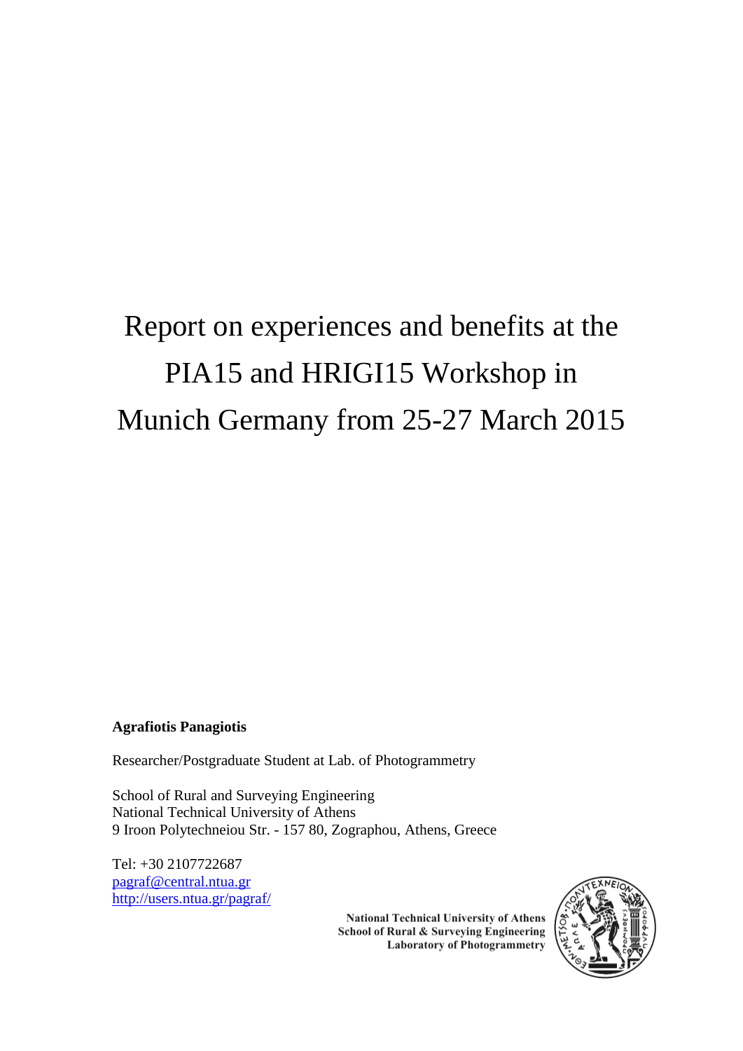# Report on experiences and benefits at the PIA15 and HRIGI15 Workshop in Munich Germany from 25-27 March 2015

**Agrafiotis Panagiotis**

Researcher/Postgraduate Student at Lab. of Photogrammetry

School of Rural and Surveying Engineering
National Technical University of Athens
9 Iroon Polytechneiou Str. - 157 80, Zographou, Athens, Greece

Tel: +30 2107722687
pagraf@central.ntua.gr
http://users.ntua.gr/pagraf/

**National Technical University of Athens**
**School of Rural & Surveying Engineering**
**Laboratory of Photogrammetry**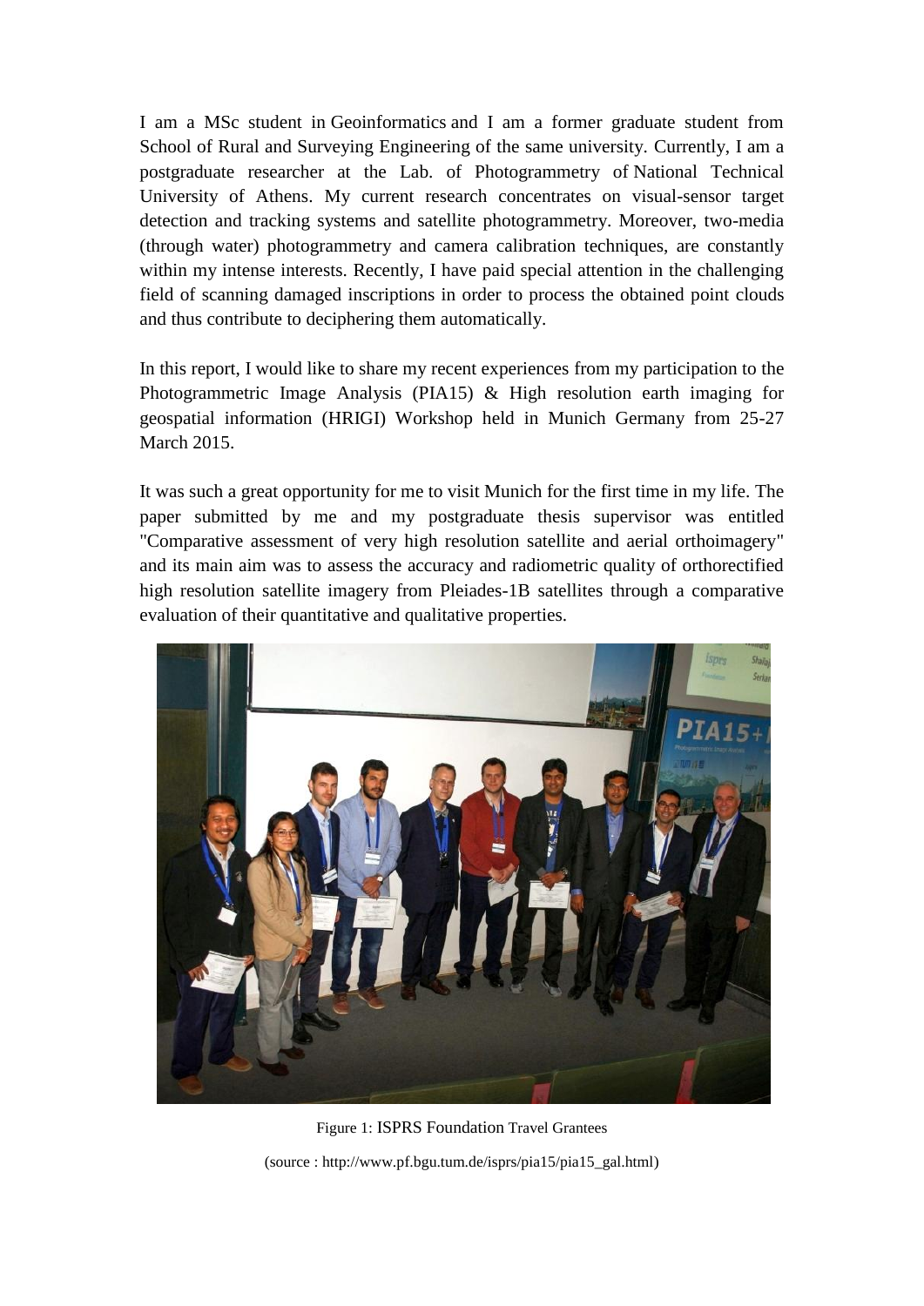I am a MSc student in Geoinformatics and I am a former graduate student from School of Rural and Surveying Engineering of the same university. Currently, I am a postgraduate researcher at the Lab. of Photogrammetry of National Technical University of Athens. My current research concentrates on visual-sensor target detection and tracking systems and satellite photogrammetry. Moreover, two-media (through water) photogrammetry and camera calibration techniques, are constantly within my intense interests. Recently, I have paid special attention in the challenging field of scanning damaged inscriptions in order to process the obtained point clouds and thus contribute to deciphering them automatically.

In this report, I would like to share my recent experiences from my participation to the Photogrammetric Image Analysis (PIA15) & High resolution earth imaging for geospatial information (HRIGI) Workshop held in Munich Germany from 25-27 March 2015.

It was such a great opportunity for me to visit Munich for the first time in my life. The paper submitted by me and my postgraduate thesis supervisor was entitled "Comparative assessment of very high resolution satellite and aerial orthoimagery" and its main aim was to assess the accuracy and radiometric quality of orthorectified high resolution satellite imagery from Pleiades-1B satellites through a comparative evaluation of their quantitative and qualitative properties.

Figure 1: ISPRS Foundation Travel Grantees

(source : http://www.pf.bgu.tum.de/isprs/pia15/pia15_gal.html)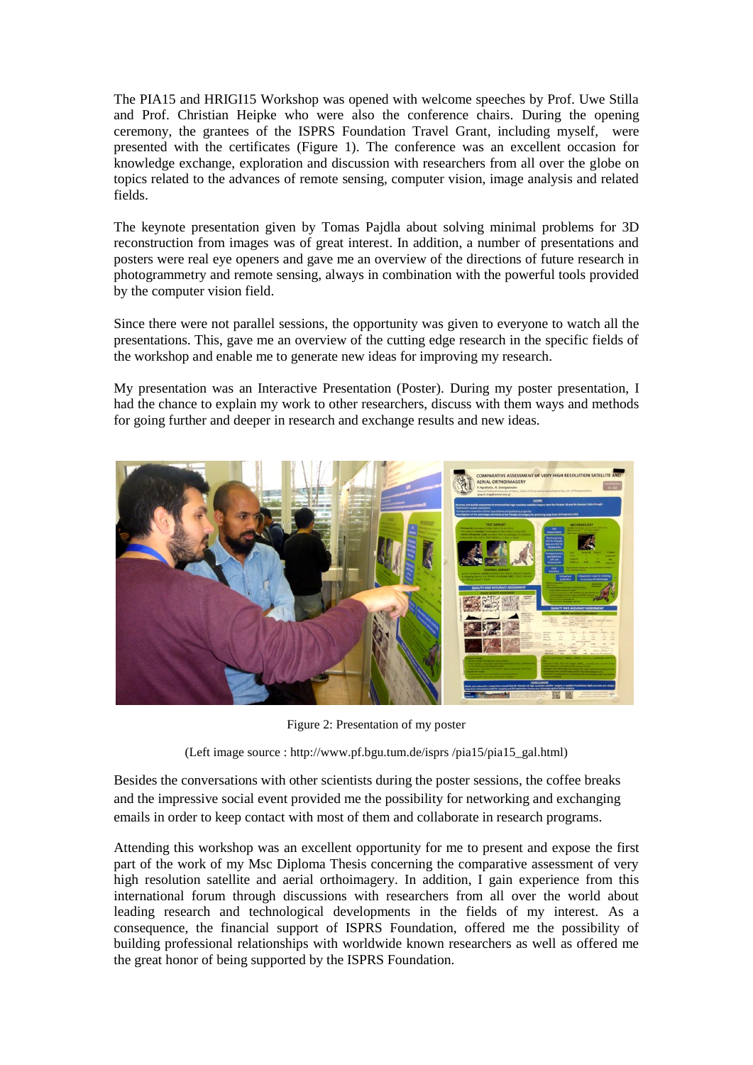The PIA15 and HRIGI15 Workshop was opened with welcome speeches by Prof. Uwe Stilla and Prof. Christian Heipke who were also the conference chairs. During the opening ceremony, the grantees of the ISPRS Foundation Travel Grant, including myself, were presented with the certificates (Figure 1). The conference was an excellent occasion for knowledge exchange, exploration and discussion with researchers from all over the globe on topics related to the advances of remote sensing, computer vision, image analysis and related fields.

The keynote presentation given by Tomas Pajdla about solving minimal problems for 3D reconstruction from images was of great interest. In addition, a number of presentations and posters were real eye openers and gave me an overview of the directions of future research in photogrammetry and remote sensing, always in combination with the powerful tools provided by the computer vision field.

Since there were not parallel sessions, the opportunity was given to everyone to watch all the presentations. This, gave me an overview of the cutting edge research in the specific fields of the workshop and enable me to generate new ideas for improving my research.

My presentation was an Interactive Presentation (Poster). During my poster presentation, I had the chance to explain my work to other researchers, discuss with them ways and methods for going further and deeper in research and exchange results and new ideas.

Figure 2: Presentation of my poster

(Left image source : http://www.pf.bgu.tum.de/isprs /pia15/pia15_gal.html)

Besides the conversations with other scientists during the poster sessions, the coffee breaks and the impressive social event provided me the possibility for networking and exchanging emails in order to keep contact with most of them and collaborate in research programs.

Attending this workshop was an excellent opportunity for me to present and expose the first part of the work of my Msc Diploma Thesis concerning the comparative assessment of very high resolution satellite and aerial orthoimagery. In addition, I gain experience from this international forum through discussions with researchers from all over the world about leading research and technological developments in the fields of my interest. As a consequence, the financial support of ISPRS Foundation, offered me the possibility of building professional relationships with worldwide known researchers as well as offered me the great honor of being supported by the ISPRS Foundation.